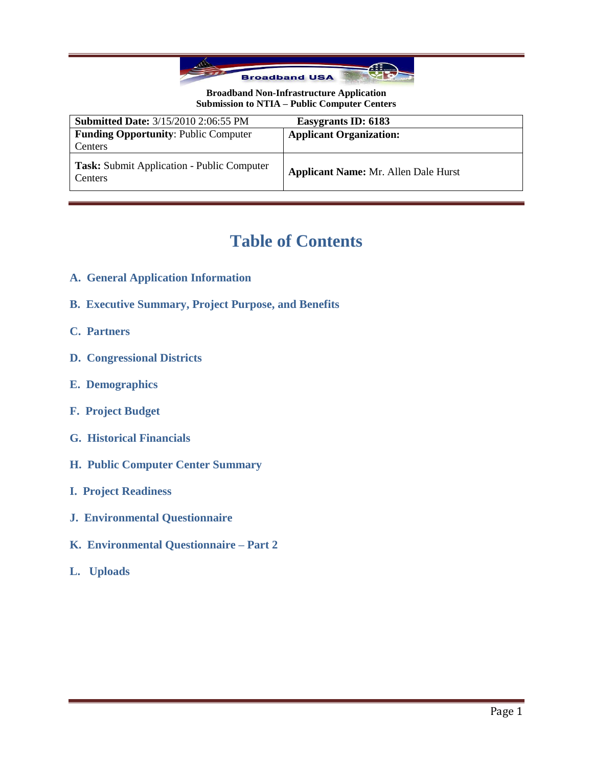**Broadband Non-Infrastructure Application**
**Submission to NTIA – Public Computer Centers**

| **Submitted Date:** 3/15/2010 2:06:55 PM | **Easygrants ID: 6183** |
|---|---|
| **Funding Opportunity**: Public Computer Centers | **Applicant Organization:** |
| **Task:** Submit Application - Public Computer Centers | **Applicant Name:** Mr. Allen Dale Hurst |

# Table of Contents

**A. General Application Information**

**B. Executive Summary, Project Purpose, and Benefits**

**C. Partners**

**D. Congressional Districts**

**E. Demographics**

**F. Project Budget**

**G. Historical Financials**

**H. Public Computer Center Summary**

**I. Project Readiness**

**J. Environmental Questionnaire**

**K. Environmental Questionnaire – Part 2**

**L. Uploads**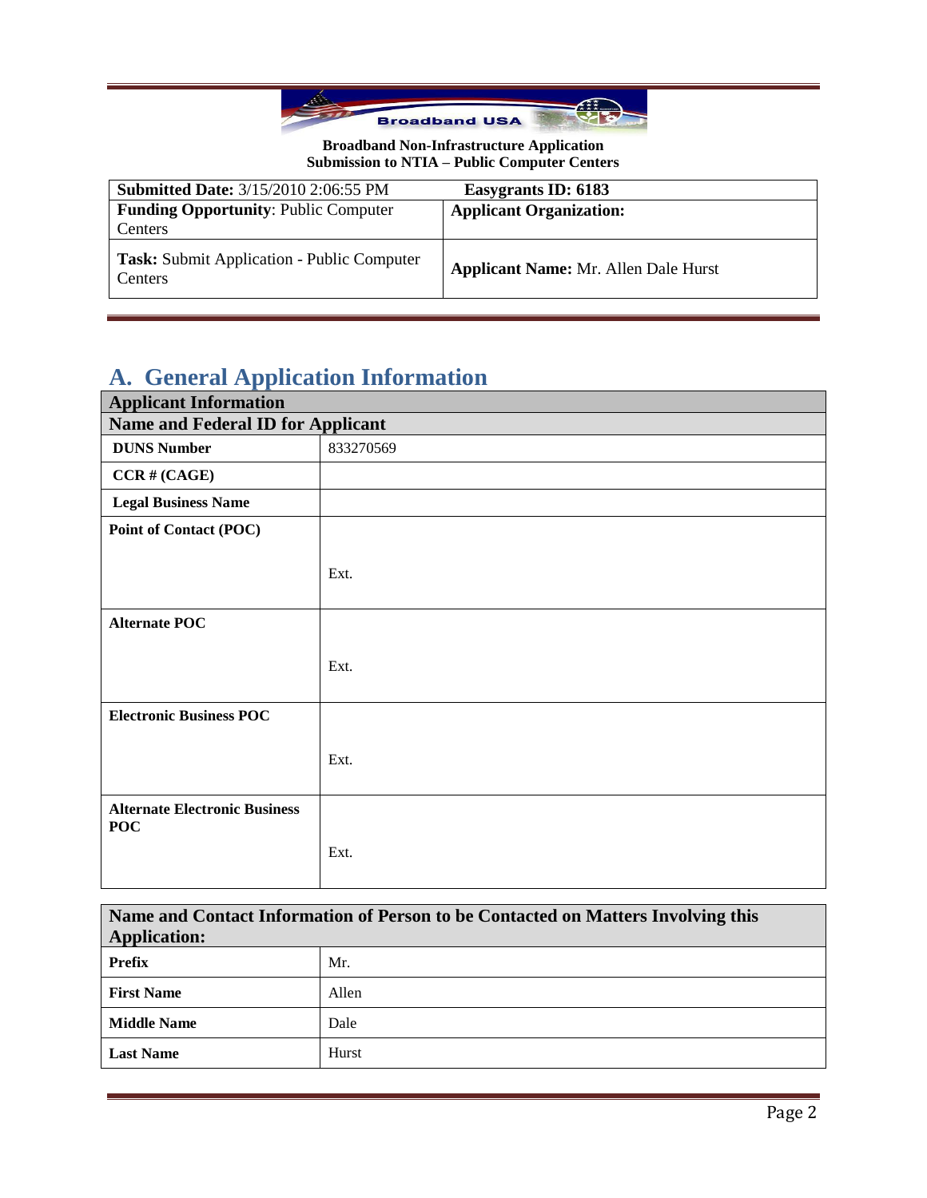**Broadband Non-Infrastructure Application**
**Submission to NTIA – Public Computer Centers**

| **Submitted Date:** 3/15/2010 2:06:55 PM | **Easygrants ID: 6183** |
|---|---|
| **Funding Opportunity**: Public Computer Centers | **Applicant Organization:** |
| **Task:** Submit Application - Public Computer Centers | **Applicant Name:** Mr. Allen Dale Hurst |

# A. General Application Information

| **Applicant Information** | |
|---|---|
| **Name and Federal ID for Applicant** | |
| **DUNS Number** | 833270569 |
| **CCR # (CAGE)** | |
| **Legal Business Name** | |
| **Point of Contact (POC)** | Ext. |
| **Alternate POC** | Ext. |
| **Electronic Business POC** | Ext. |
| **Alternate Electronic Business POC** | Ext. |

| **Name and Contact Information of Person to be Contacted on Matters Involving this Application:** | |
|---|---|
| **Prefix** | Mr. |
| **First Name** | Allen |
| **Middle Name** | Dale |
| **Last Name** | Hurst |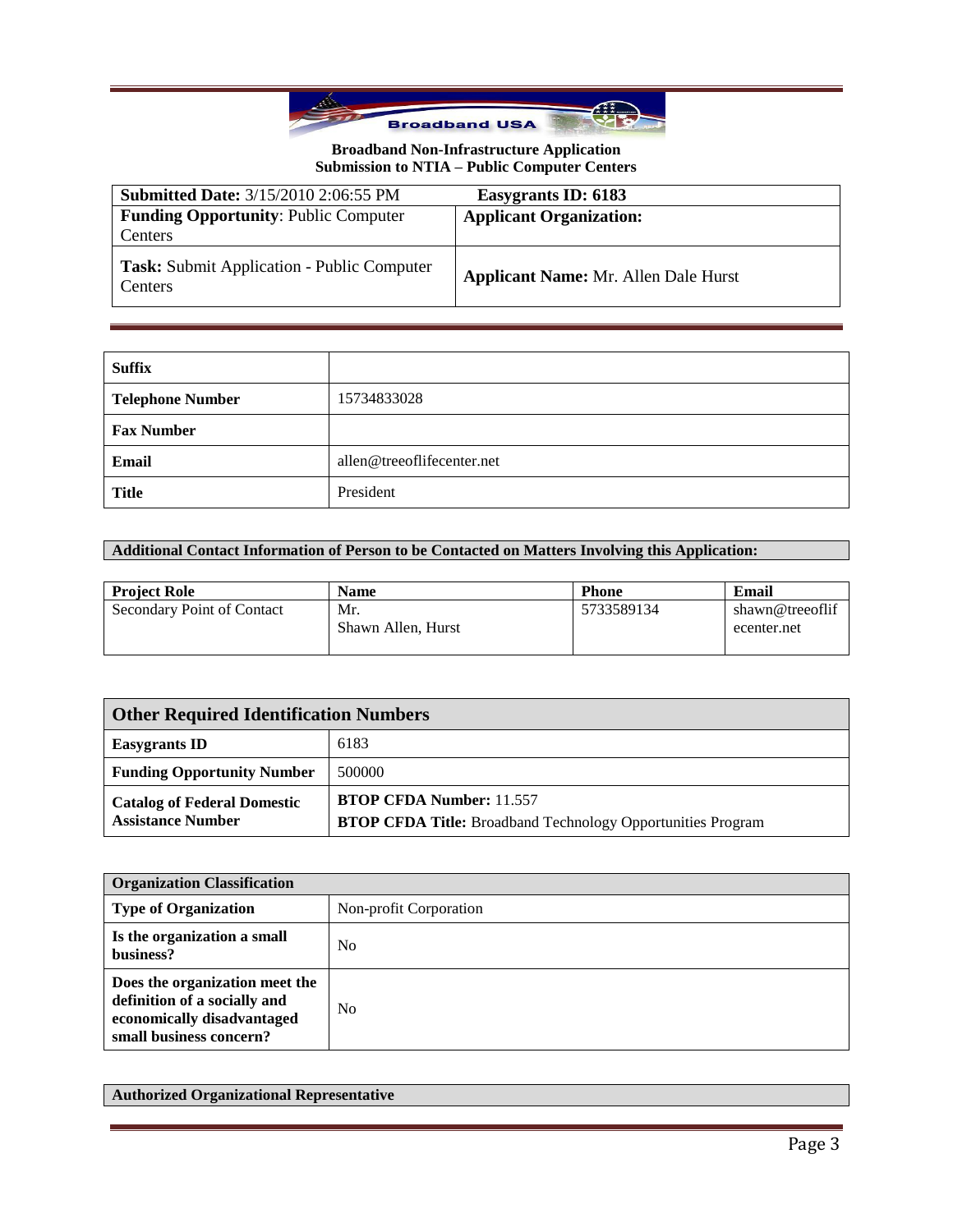**Broadband Non-Infrastructure Application**
**Submission to NTIA – Public Computer Centers**

| **Submitted Date:** 3/15/2010 2:06:55 PM | **Easygrants ID: 6183** |
|---|---|
| **Funding Opportunity**: Public Computer Centers | **Applicant Organization:** |
| **Task:** Submit Application - Public Computer Centers | **Applicant Name:** Mr. Allen Dale Hurst |

| | |
|---|---|
| **Suffix** | |
| **Telephone Number** | 15734833028 |
| **Fax Number** | |
| **Email** | allen@treeoflifecenter.net |
| **Title** | President |

**Additional Contact Information of Person to be Contacted on Matters Involving this Application:**

| **Project Role** | **Name** | **Phone** | **Email** |
|---|---|---|---|
| Secondary Point of Contact | Mr. Shawn Allen, Hurst | 5733589134 | shawn@treeoflifecenter.net |

| **Other Required Identification Numbers** | |
|---|---|
| **Easygrants ID** | 6183 |
| **Funding Opportunity Number** | 500000 |
| **Catalog of Federal Domestic Assistance Number** | **BTOP CFDA Number:** 11.557<br>**BTOP CFDA Title:** Broadband Technology Opportunities Program |

| **Organization Classification** | |
|---|---|
| **Type of Organization** | Non-profit Corporation |
| **Is the organization a small business?** | No |
| **Does the organization meet the definition of a socially and economically disadvantaged small business concern?** | No |

**Authorized Organizational Representative**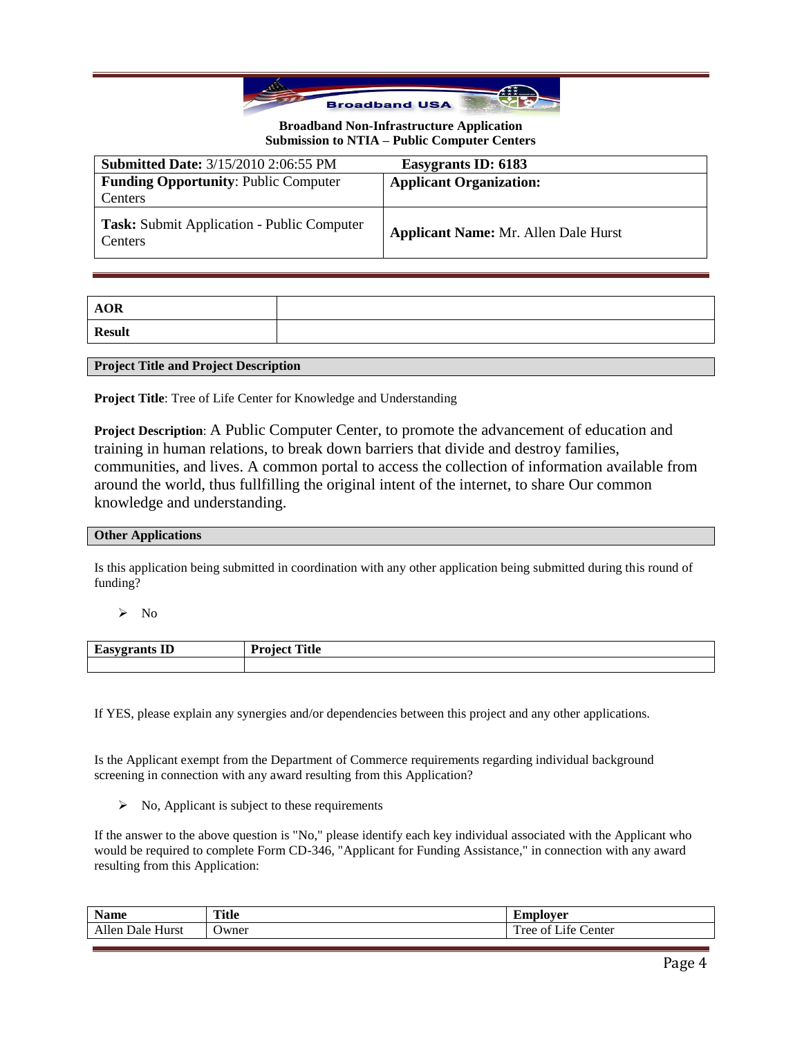**Broadband Non-Infrastructure Application**
**Submission to NTIA – Public Computer Centers**

| **Submitted Date:** 3/15/2010 2:06:55 PM | **Easygrants ID: 6183** |
|---|---|
| **Funding Opportunity**: Public Computer Centers | **Applicant Organization:** |
| **Task:** Submit Application - Public Computer Centers | **Applicant Name:** Mr. Allen Dale Hurst |

| **AOR** | |
|---|---|
| **Result** | |

**Project Title and Project Description**

**Project Title**: Tree of Life Center for Knowledge and Understanding

**Project Description**: A Public Computer Center, to promote the advancement of education and training in human relations, to break down barriers that divide and destroy families, communities, and lives. A common portal to access the collection of information available from around the world, thus fullfilling the original intent of the internet, to share Our common knowledge and understanding.

**Other Applications**

Is this application being submitted in coordination with any other application being submitted during this round of funding?

- No

| **Easygrants ID** | **Project Title** |
|---|---|
| | |

If YES, please explain any synergies and/or dependencies between this project and any other applications.

Is the Applicant exempt from the Department of Commerce requirements regarding individual background screening in connection with any award resulting from this Application?

- No, Applicant is subject to these requirements

If the answer to the above question is "No," please identify each key individual associated with the Applicant who would be required to complete Form CD-346, "Applicant for Funding Assistance," in connection with any award resulting from this Application:

| **Name** | **Title** | **Employer** |
|---|---|---|
| Allen Dale Hurst | Owner | Tree of Life Center |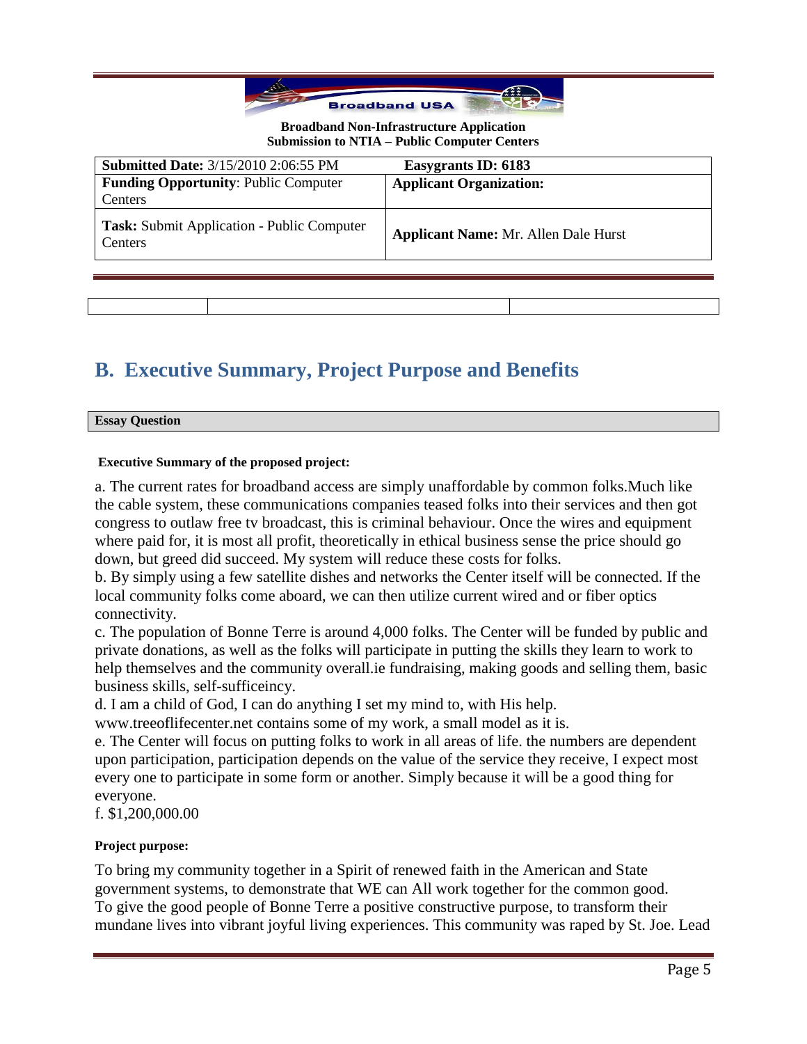**Broadband Non-Infrastructure Application**
**Submission to NTIA – Public Computer Centers**

| **Submitted Date:** 3/15/2010 2:06:55 PM | **Easygrants ID: 6183** |
|---|---|
| **Funding Opportunity**: Public Computer Centers | **Applicant Organization:** |
| **Task:** Submit Application - Public Computer Centers | **Applicant Name:** Mr. Allen Dale Hurst |

## B. Executive Summary, Project Purpose and Benefits

**Essay Question**

**Executive Summary of the proposed project:**

a. The current rates for broadband access are simply unaffordable by common folks.Much like the cable system, these communications companies teased folks into their services and then got congress to outlaw free tv broadcast, this is criminal behaviour. Once the wires and equipment where paid for, it is most all profit, theoretically in ethical business sense the price should go down, but greed did succeed. My system will reduce these costs for folks.
b. By simply using a few satellite dishes and networks the Center itself will be connected. If the local community folks come aboard, we can then utilize current wired and or fiber optics connectivity.
c. The population of Bonne Terre is around 4,000 folks. The Center will be funded by public and private donations, as well as the folks will participate in putting the skills they learn to work to help themselves and the community overall.ie fundraising, making goods and selling them, basic business skills, self-sufficeincy.
d. I am a child of God, I can do anything I set my mind to, with His help.
www.treeoflifecenter.net contains some of my work, a small model as it is.
e. The Center will focus on putting folks to work in all areas of life. the numbers are dependent upon participation, participation depends on the value of the service they receive, I expect most every one to participate in some form or another. Simply because it will be a good thing for everyone.
f. $1,200,000.00

**Project purpose:**

To bring my community together in a Spirit of renewed faith in the American and State government systems, to demonstrate that WE can All work together for the common good.
To give the good people of Bonne Terre a positive constructive purpose, to transform their mundane lives into vibrant joyful living experiences. This community was raped by St. Joe. Lead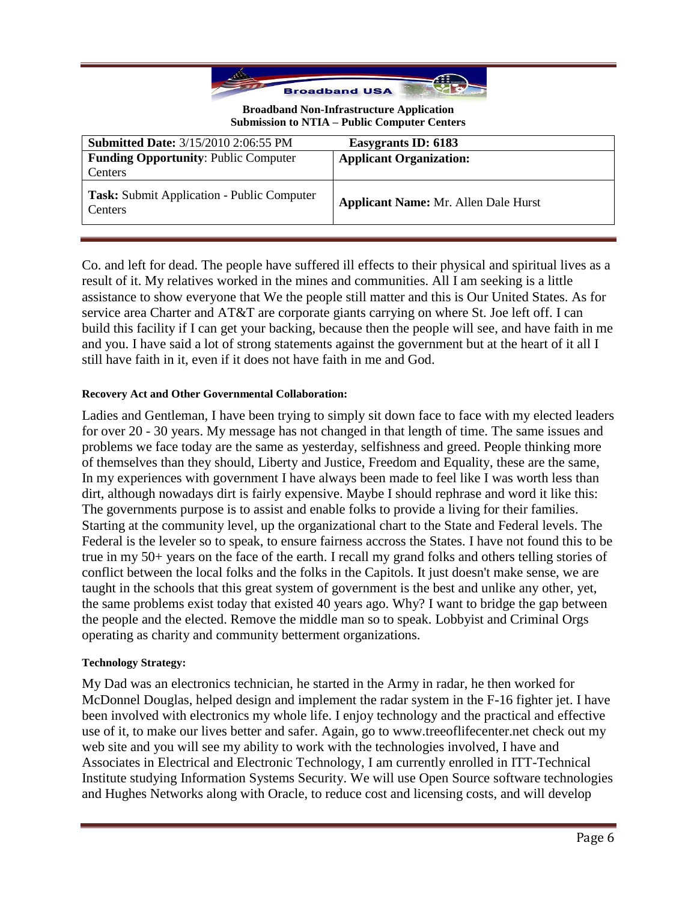**Broadband Non-Infrastructure Application**
**Submission to NTIA – Public Computer Centers**

| **Submitted Date:** 3/15/2010 2:06:55 PM | **Easygrants ID: 6183** |
|---|---|
| **Funding Opportunity**: Public Computer Centers | **Applicant Organization:** |
| **Task:** Submit Application - Public Computer Centers | **Applicant Name:** Mr. Allen Dale Hurst |

Co. and left for dead. The people have suffered ill effects to their physical and spiritual lives as a result of it. My relatives worked in the mines and communities. All I am seeking is a little assistance to show everyone that We the people still matter and this is Our United States. As for service area Charter and AT&T are corporate giants carrying on where St. Joe left off. I can build this facility if I can get your backing, because then the people will see, and have faith in me and you. I have said a lot of strong statements against the government but at the heart of it all I still have faith in it, even if it does not have faith in me and God.

#### Recovery Act and Other Governmental Collaboration:

Ladies and Gentleman, I have been trying to simply sit down face to face with my elected leaders for over 20 - 30 years. My message has not changed in that length of time. The same issues and problems we face today are the same as yesterday, selfishness and greed. People thinking more of themselves than they should, Liberty and Justice, Freedom and Equality, these are the same, In my experiences with government I have always been made to feel like I was worth less than dirt, although nowadays dirt is fairly expensive. Maybe I should rephrase and word it like this: The governments purpose is to assist and enable folks to provide a living for their families. Starting at the community level, up the organizational chart to the State and Federal levels. The Federal is the leveler so to speak, to ensure fairness accross the States. I have not found this to be true in my 50+ years on the face of the earth. I recall my grand folks and others telling stories of conflict between the local folks and the folks in the Capitols. It just doesn't make sense, we are taught in the schools that this great system of government is the best and unlike any other, yet, the same problems exist today that existed 40 years ago. Why? I want to bridge the gap between the people and the elected. Remove the middle man so to speak. Lobbyist and Criminal Orgs operating as charity and community betterment organizations.

#### Technology Strategy:

My Dad was an electronics technician, he started in the Army in radar, he then worked for McDonnel Douglas, helped design and implement the radar system in the F-16 fighter jet. I have been involved with electronics my whole life. I enjoy technology and the practical and effective use of it, to make our lives better and safer. Again, go to www.treeoflifecenter.net check out my web site and you will see my ability to work with the technologies involved, I have and Associates in Electrical and Electronic Technology, I am currently enrolled in ITT-Technical Institute studying Information Systems Security. We will use Open Source software technologies and Hughes Networks along with Oracle, to reduce cost and licensing costs, and will develop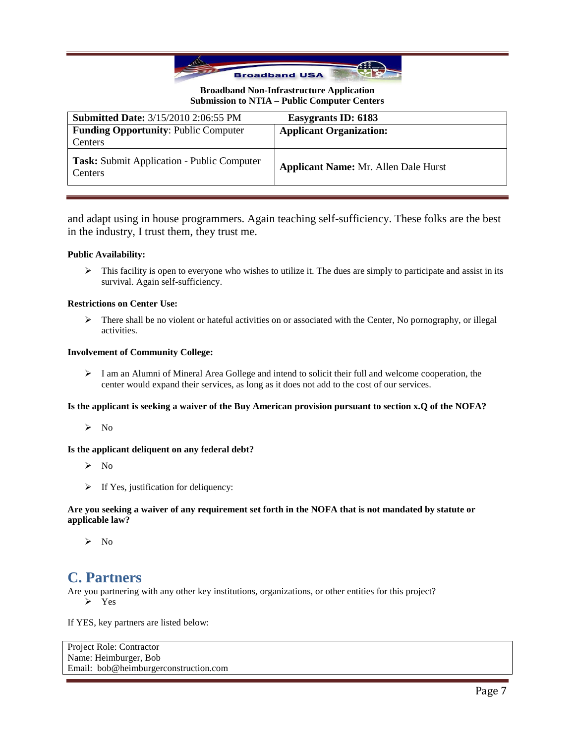and adapt using in house programmers. Again teaching self-sufficiency. These folks are the best in the industry, I trust them, they trust me.

**Public Availability:**

- This facility is open to everyone who wishes to utilize it. The dues are simply to participate and assist in its survival. Again self-sufficiency.

**Restrictions on Center Use:**

- There shall be no violent or hateful activities on or associated with the Center, No pornography, or illegal activities.

**Involvement of Community College:**

- I am an Alumni of Mineral Area Gollege and intend to solicit their full and welcome cooperation, the center would expand their services, as long as it does not add to the cost of our services.

**Is the applicant is seeking a waiver of the Buy American provision pursuant to section x.Q of the NOFA?**

- No

**Is the applicant deliquent on any federal debt?**

- No
- If Yes, justification for deliquency:

**Are you seeking a waiver of any requirement set forth in the NOFA that is not mandated by statute or applicable law?**

- No

## C. Partners

Are you partnering with any other key institutions, organizations, or other entities for this project?

- Yes

If YES, key partners are listed below:

Project Role: Contractor
Name: Heimburger, Bob
Email: bob@heimburgerconstruction.com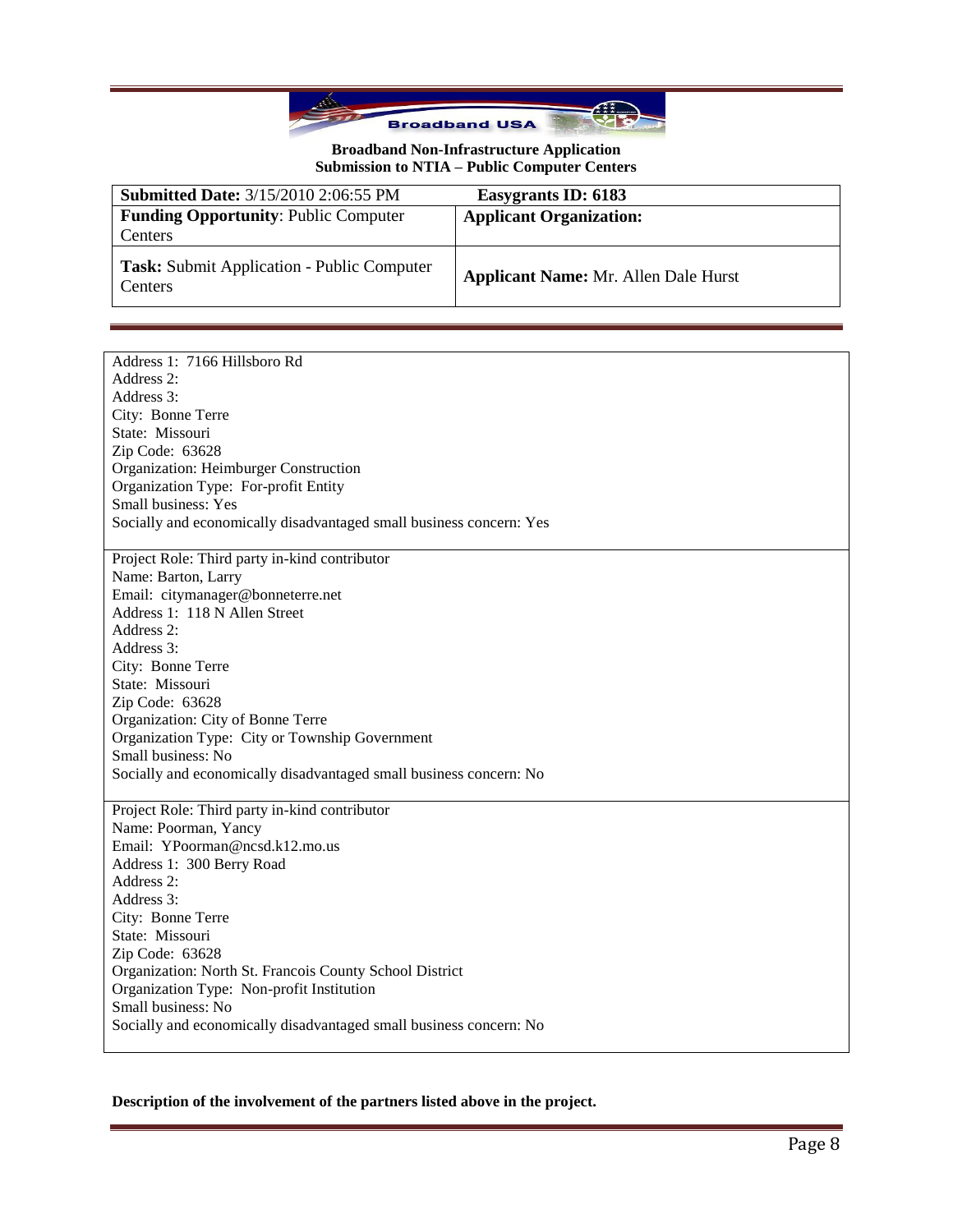**Broadband Non-Infrastructure Application**
**Submission to NTIA – Public Computer Centers**

| **Submitted Date:** 3/15/2010 2:06:55 PM | **Easygrants ID: 6183** |
|---|---|
| **Funding Opportunity**: Public Computer Centers | **Applicant Organization:** |
| **Task:** Submit Application - Public Computer Centers | **Applicant Name:** Mr. Allen Dale Hurst |

Address 1: 7166 Hillsboro Rd
Address 2:
Address 3:
City: Bonne Terre
State: Missouri
Zip Code: 63628
Organization: Heimburger Construction
Organization Type: For-profit Entity
Small business: Yes
Socially and economically disadvantaged small business concern: Yes

Project Role: Third party in-kind contributor
Name: Barton, Larry
Email: citymanager@bonneterre.net
Address 1: 118 N Allen Street
Address 2:
Address 3:
City: Bonne Terre
State: Missouri
Zip Code: 63628
Organization: City of Bonne Terre
Organization Type: City or Township Government
Small business: No
Socially and economically disadvantaged small business concern: No

Project Role: Third party in-kind contributor
Name: Poorman, Yancy
Email: YPoorman@ncsd.k12.mo.us
Address 1: 300 Berry Road
Address 2:
Address 3:
City: Bonne Terre
State: Missouri
Zip Code: 63628
Organization: North St. Francois County School District
Organization Type: Non-profit Institution
Small business: No
Socially and economically disadvantaged small business concern: No

**Description of the involvement of the partners listed above in the project.**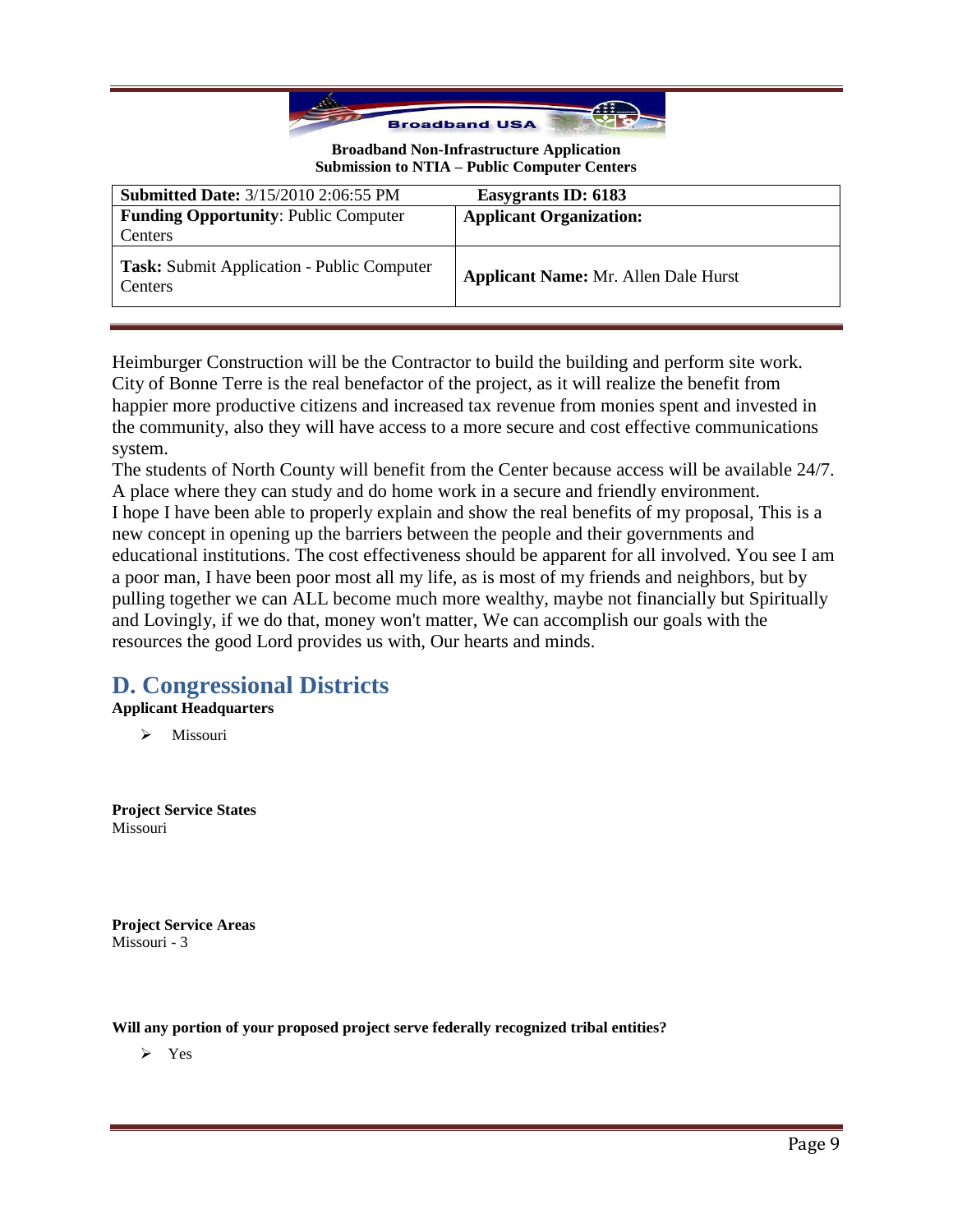**Broadband Non-Infrastructure Application**
**Submission to NTIA – Public Computer Centers**

| **Submitted Date:** 3/15/2010 2:06:55 PM | **Easygrants ID: 6183** |
|---|---|
| **Funding Opportunity**: Public Computer Centers | **Applicant Organization:** |
| **Task:** Submit Application - Public Computer Centers | **Applicant Name:** Mr. Allen Dale Hurst |

Heimburger Construction will be the Contractor to build the building and perform site work.
City of Bonne Terre is the real benefactor of the project, as it will realize the benefit from happier more productive citizens and increased tax revenue from monies spent and invested in the community, also they will have access to a more secure and cost effective communications system.
The students of North County will benefit from the Center because access will be available 24/7. A place where they can study and do home work in a secure and friendly environment.
I hope I have been able to properly explain and show the real benefits of my proposal, This is a new concept in opening up the barriers between the people and their governments and educational institutions. The cost effectiveness should be apparent for all involved. You see I am a poor man, I have been poor most all my life, as is most of my friends and neighbors, but by pulling together we can ALL become much more wealthy, maybe not financially but Spiritually and Lovingly, if we do that, money won't matter, We can accomplish our goals with the resources the good Lord provides us with, Our hearts and minds.

## D. Congressional Districts

**Applicant Headquarters**

- Missouri

**Project Service States**
Missouri

**Project Service Areas**
Missouri - 3

**Will any portion of your proposed project serve federally recognized tribal entities?**

- Yes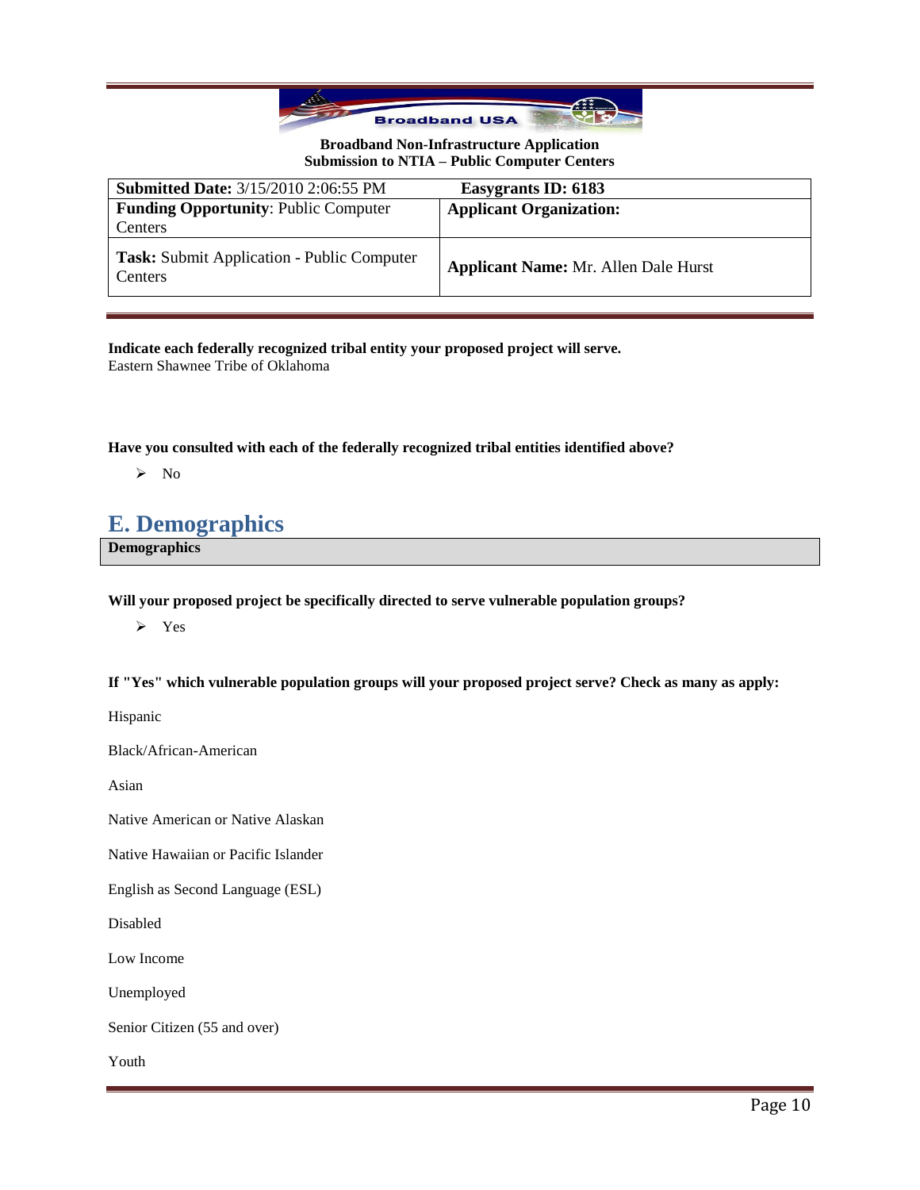**Broadband Non-Infrastructure Application**
**Submission to NTIA – Public Computer Centers**

| **Submitted Date:** 3/15/2010 2:06:55 PM | **Easygrants ID: 6183** |
|---|---|
| **Funding Opportunity**: Public Computer Centers | **Applicant Organization:** |
| **Task:** Submit Application - Public Computer Centers | **Applicant Name:** Mr. Allen Dale Hurst |

**Indicate each federally recognized tribal entity your proposed project will serve.**
Eastern Shawnee Tribe of Oklahoma

**Have you consulted with each of the federally recognized tribal entities identified above?**

- No

# E. Demographics

**Demographics**

**Will your proposed project be specifically directed to serve vulnerable population groups?**

- Yes

**If "Yes" which vulnerable population groups will your proposed project serve? Check as many as apply:**

Hispanic

Black/African-American

Asian

Native American or Native Alaskan

Native Hawaiian or Pacific Islander

English as Second Language (ESL)

Disabled

Low Income

Unemployed

Senior Citizen (55 and over)

Youth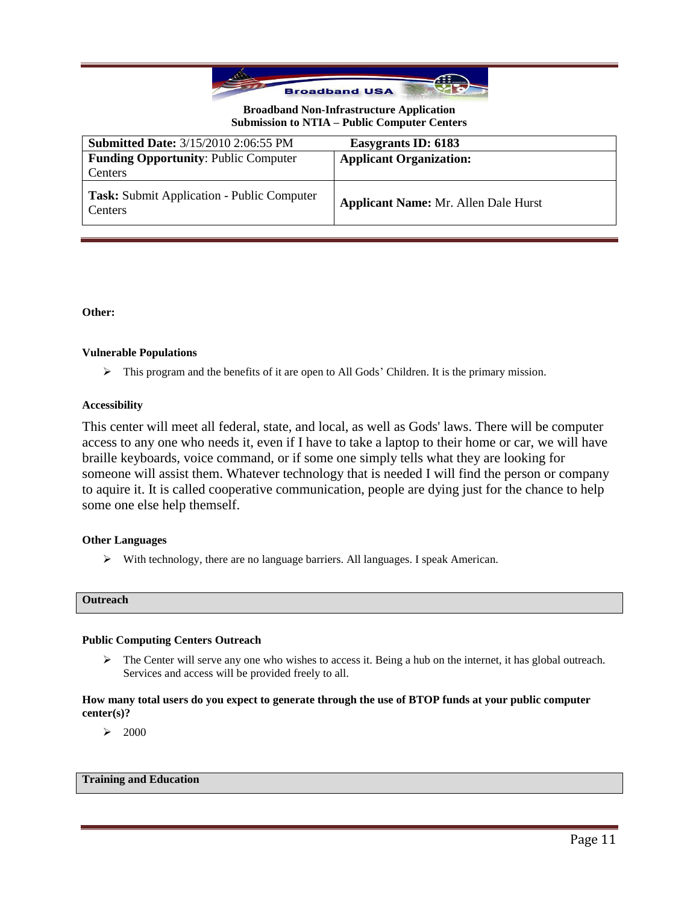**Broadband Non-Infrastructure Application**
**Submission to NTIA – Public Computer Centers**

| **Submitted Date:** 3/15/2010 2:06:55 PM | **Easygrants ID: 6183** |
|---|---|
| **Funding Opportunity**: Public Computer Centers | **Applicant Organization:** |
| **Task:** Submit Application - Public Computer Centers | **Applicant Name:** Mr. Allen Dale Hurst |

**Other:**

**Vulnerable Populations**

- This program and the benefits of it are open to All Gods' Children. It is the primary mission.

**Accessibility**

This center will meet all federal, state, and local, as well as Gods' laws. There will be computer access to any one who needs it, even if I have to take a laptop to their home or car, we will have braille keyboards, voice command, or if some one simply tells what they are looking for someone will assist them. Whatever technology that is needed I will find the person or company to aquire it. It is called cooperative communication, people are dying just for the chance to help some one else help themself.

**Other Languages**

- With technology, there are no language barriers. All languages. I speak American.

## Outreach

**Public Computing Centers Outreach**

- The Center will serve any one who wishes to access it. Being a hub on the internet, it has global outreach. Services and access will be provided freely to all.

**How many total users do you expect to generate through the use of BTOP funds at your public computer center(s)?**

- 2000

## Training and Education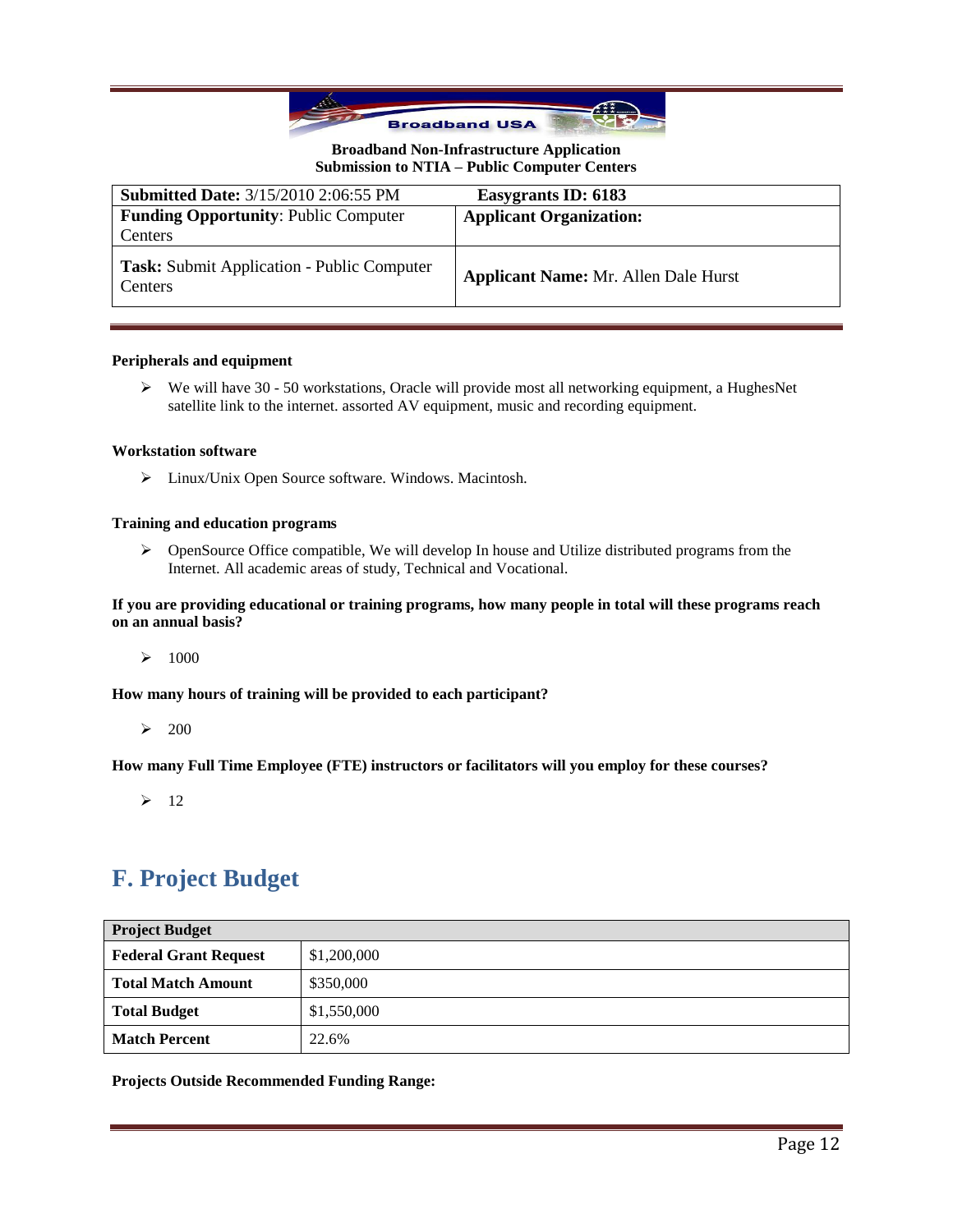**Broadband Non-Infrastructure Application**
**Submission to NTIA – Public Computer Centers**

| **Submitted Date:** 3/15/2010 2:06:55 PM | **Easygrants ID: 6183** |
|---|---|
| **Funding Opportunity**: Public Computer Centers | **Applicant Organization:** |
| **Task:** Submit Application - Public Computer Centers | **Applicant Name:** Mr. Allen Dale Hurst |

**Peripherals and equipment**

- We will have 30 - 50 workstations, Oracle will provide most all networking equipment, a HughesNet satellite link to the internet. assorted AV equipment, music and recording equipment.

**Workstation software**

- Linux/Unix Open Source software. Windows. Macintosh.

**Training and education programs**

- OpenSource Office compatible, We will develop In house and Utilize distributed programs from the Internet. All academic areas of study, Technical and Vocational.

**If you are providing educational or training programs, how many people in total will these programs reach on an annual basis?**

- 1000

**How many hours of training will be provided to each participant?**

- 200

**How many Full Time Employee (FTE) instructors or facilitators will you employ for these courses?**

- 12

## F. Project Budget

| **Project Budget** | |
|---|---|
| **Federal Grant Request** | $1,200,000 |
| **Total Match Amount** | $350,000 |
| **Total Budget** | $1,550,000 |
| **Match Percent** | 22.6% |

**Projects Outside Recommended Funding Range:**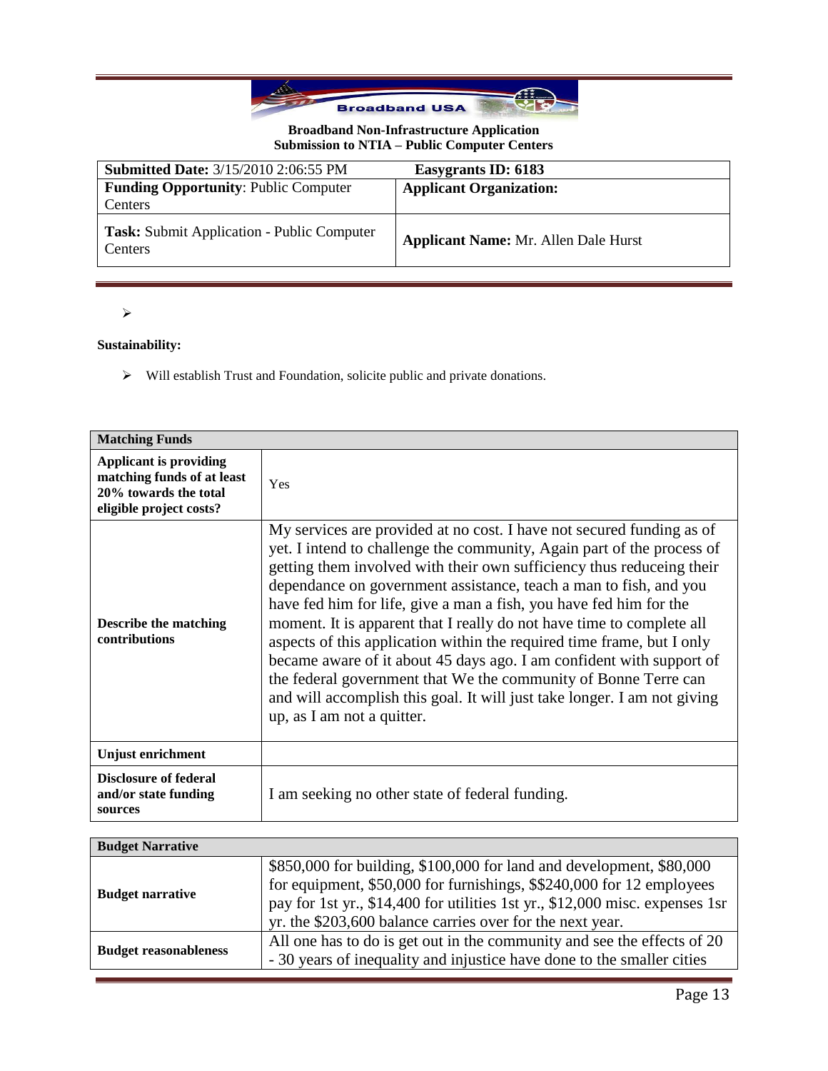**Broadband Non-Infrastructure Application**
**Submission to NTIA – Public Computer Centers**

| **Submitted Date:** 3/15/2010 2:06:55 PM | **Easygrants ID: 6183** |
|---|---|
| **Funding Opportunity**: Public Computer Centers | **Applicant Organization:** |
| **Task:** Submit Application - Public Computer Centers | **Applicant Name:** Mr. Allen Dale Hurst |

➢

**Sustainability:**

➢ Will establish Trust and Foundation, solicite public and private donations.

| **Matching Funds** | |
|---|---|
| **Applicant is providing matching funds of at least 20% towards the total eligible project costs?** | Yes |
| **Describe the matching contributions** | My services are provided at no cost. I have not secured funding as of yet. I intend to challenge the community, Again part of the process of getting them involved with their own sufficiency thus reduceing their dependance on government assistance, teach a man to fish, and you have fed him for life, give a man a fish, you have fed him for the moment. It is apparent that I really do not have time to complete all aspects of this application within the required time frame, but I only became aware of it about 45 days ago. I am confident with support of the federal government that We the community of Bonne Terre can and will accomplish this goal. It will just take longer. I am not giving up, as I am not a quitter. |
| **Unjust enrichment** | |
| **Disclosure of federal and/or state funding sources** | I am seeking no other state of federal funding. |

| **Budget Narrative** | |
|---|---|
| **Budget narrative** | $850,000 for building, $100,000 for land and development, $80,000 for equipment, $50,000 for furnishings, $$240,000 for 12 employees pay for 1st yr., $14,400 for utilities 1st yr., $12,000 misc. expenses 1sr yr. the $203,600 balance carries over for the next year. |
| **Budget reasonableness** | All one has to do is get out in the community and see the effects of 20 - 30 years of inequality and injustice have done to the smaller cities |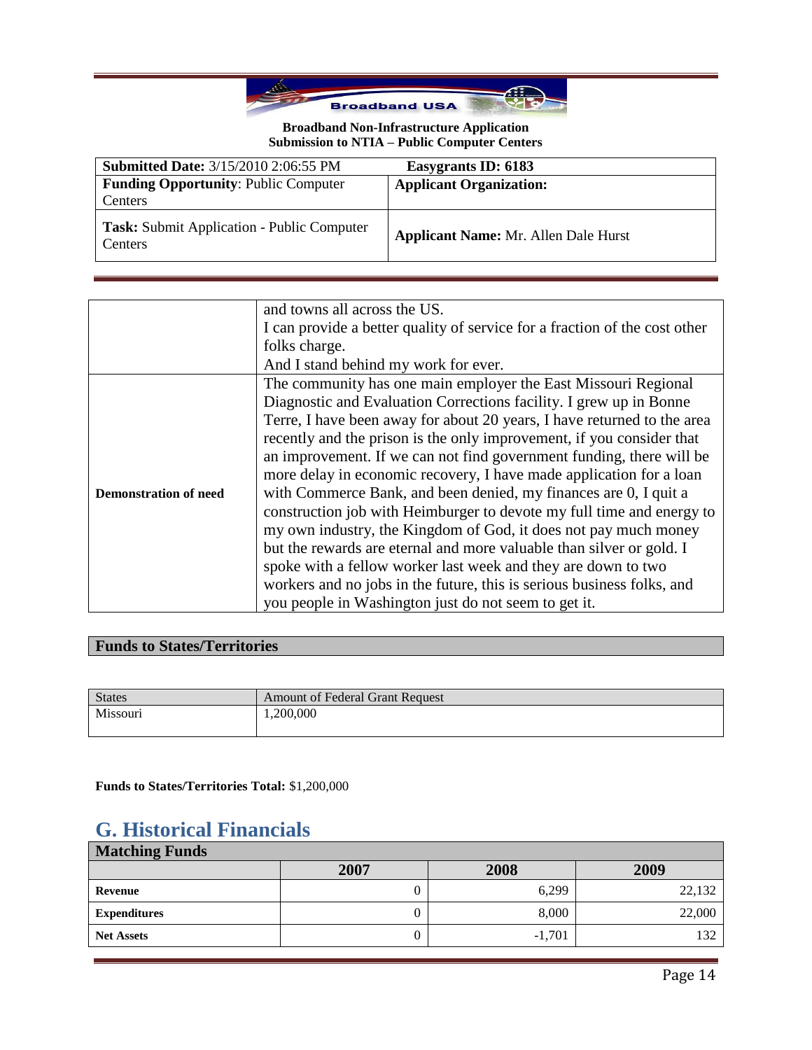| | |
|---|---|
| | and towns all across the US.<br>I can provide a better quality of service for a fraction of the cost other folks charge.<br>And I stand behind my work for ever. |
| **Demonstration of need** | The community has one main employer the East Missouri Regional Diagnostic and Evaluation Corrections facility. I grew up in Bonne Terre, I have been away for about 20 years, I have returned to the area recently and the prison is the only improvement, if you consider that an improvement. If we can not find government funding, there will be more delay in economic recovery, I have made application for a loan with Commerce Bank, and been denied, my finances are 0, I quit a construction job with Heimburger to devote my full time and energy to my own industry, the Kingdom of God, it does not pay much money but the rewards are eternal and more valuable than silver or gold. I spoke with a fellow worker last week and they are down to two workers and no jobs in the future, this is serious business folks, and you people in Washington just do not seem to get it. |

### Funds to States/Territories

| States | Amount of Federal Grant Request |
|---|---|
| Missouri | 1,200,000 |

**Funds to States/Territories Total:** $1,200,000

## G. Historical Financials

| Matching Funds | | | |
|---|---|---|---|
| | **2007** | **2008** | **2009** |
| **Revenue** | 0 | 6,299 | 22,132 |
| **Expenditures** | 0 | 8,000 | 22,000 |
| **Net Assets** | 0 | -1,701 | 132 |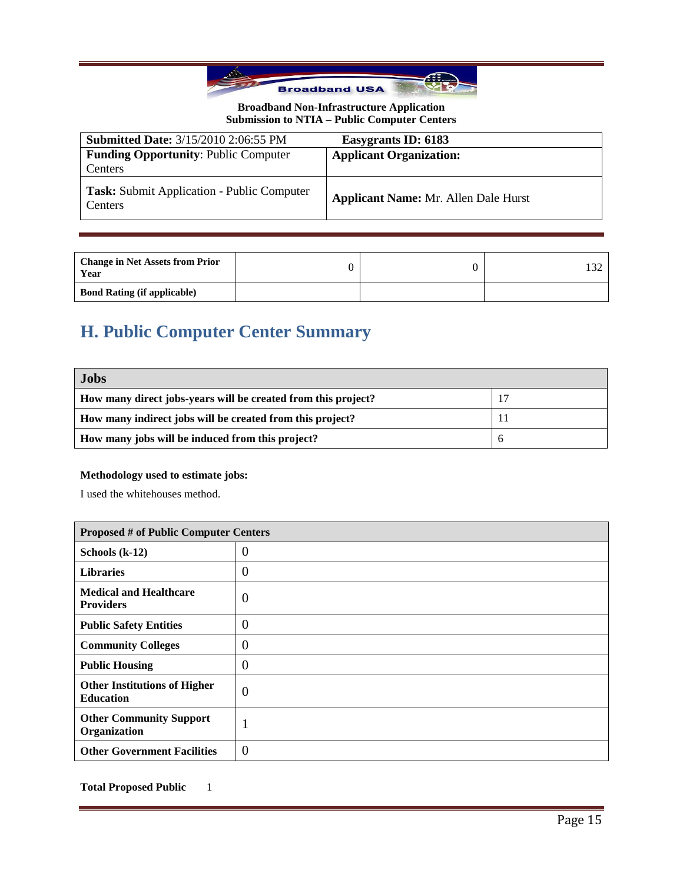**Broadband Non-Infrastructure Application**
**Submission to NTIA – Public Computer Centers**

| **Submitted Date:** 3/15/2010 2:06:55 PM | **Easygrants ID: 6183** |
|---|---|
| **Funding Opportunity**: Public Computer Centers | **Applicant Organization:** |
| **Task:** Submit Application - Public Computer Centers | **Applicant Name:** Mr. Allen Dale Hurst |

| | | | |
|---|---|---|---|
| **Change in Net Assets from Prior Year** | 0 | 0 | 132 |
| **Bond Rating (if applicable)** | | | |

# H. Public Computer Center Summary

| **Jobs** | |
|---|---|
| **How many direct jobs-years will be created from this project?** | 17 |
| **How many indirect jobs will be created from this project?** | 11 |
| **How many jobs will be induced from this project?** | 6 |

**Methodology used to estimate jobs:**

I used the whitehouses method.

| **Proposed # of Public Computer Centers** | |
|---|---|
| **Schools (k-12)** | 0 |
| **Libraries** | 0 |
| **Medical and Healthcare Providers** | 0 |
| **Public Safety Entities** | 0 |
| **Community Colleges** | 0 |
| **Public Housing** | 0 |
| **Other Institutions of Higher Education** | 0 |
| **Other Community Support Organization** | 1 |
| **Other Government Facilities** | 0 |

**Total Proposed Public** 1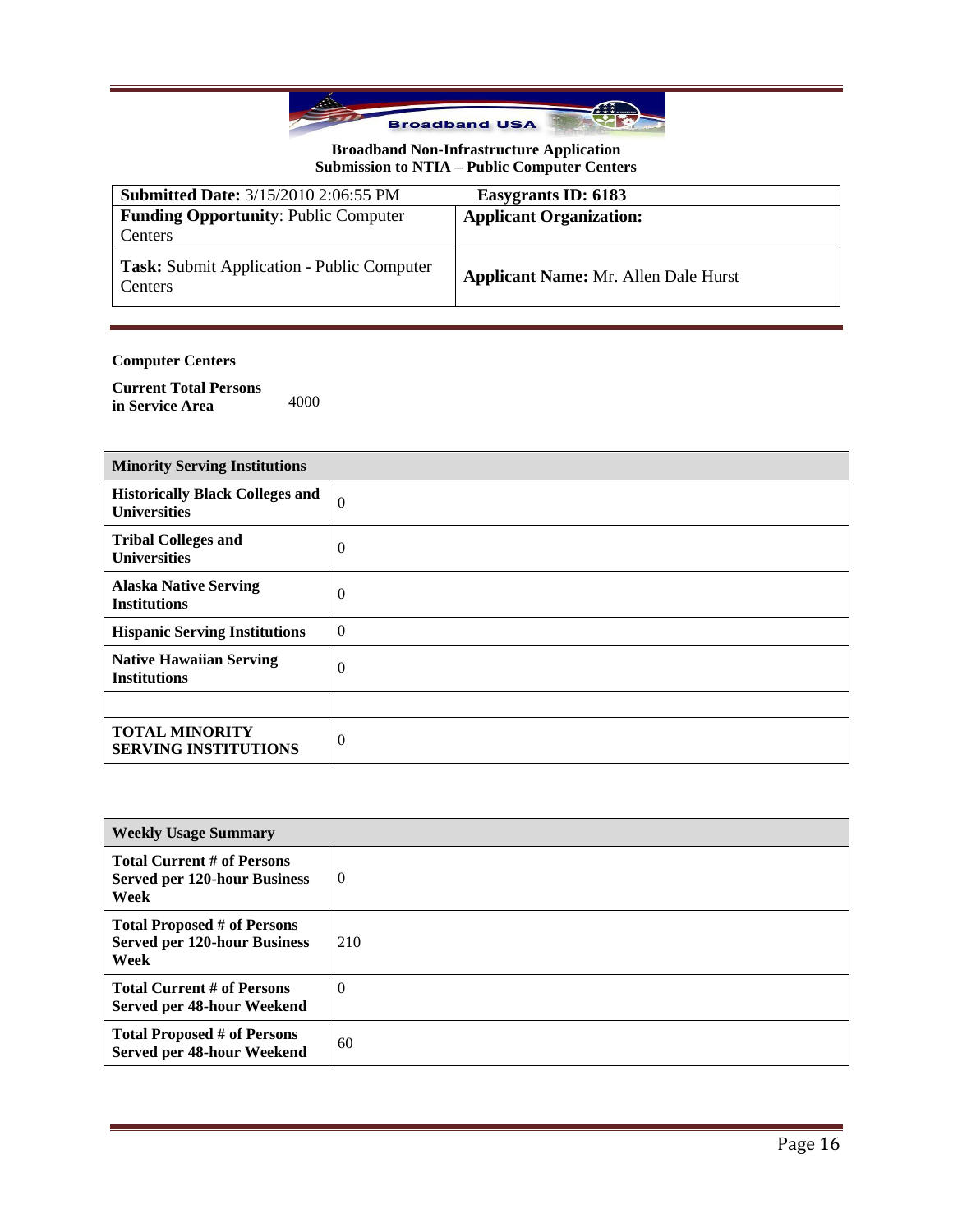**Broadband Non-Infrastructure Application**
**Submission to NTIA – Public Computer Centers**

| **Submitted Date:** 3/15/2010 2:06:55 PM | **Easygrants ID: 6183** |
|---|---|
| **Funding Opportunity**: Public Computer Centers | **Applicant Organization:** |
| **Task:** Submit Application - Public Computer Centers | **Applicant Name:** Mr. Allen Dale Hurst |

**Computer Centers**

**Current Total Persons in Service Area** 4000

| **Minority Serving Institutions** | |
|---|---|
| **Historically Black Colleges and Universities** | 0 |
| **Tribal Colleges and Universities** | 0 |
| **Alaska Native Serving Institutions** | 0 |
| **Hispanic Serving Institutions** | 0 |
| **Native Hawaiian Serving Institutions** | 0 |
| | |
| **TOTAL MINORITY SERVING INSTITUTIONS** | 0 |

| **Weekly Usage Summary** | |
|---|---|
| **Total Current # of Persons Served per 120-hour Business Week** | 0 |
| **Total Proposed # of Persons Served per 120-hour Business Week** | 210 |
| **Total Current # of Persons Served per 48-hour Weekend** | 0 |
| **Total Proposed # of Persons Served per 48-hour Weekend** | 60 |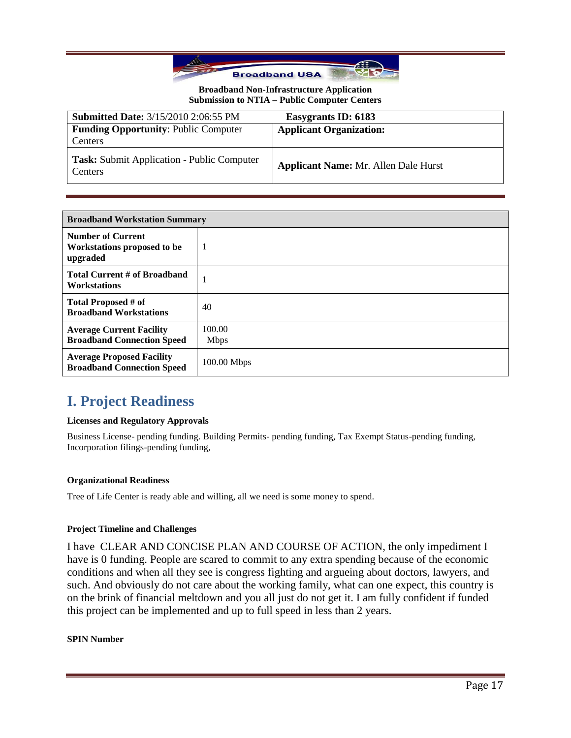**Broadband Non-Infrastructure Application**
**Submission to NTIA – Public Computer Centers**

| **Submitted Date:** 3/15/2010 2:06:55 PM | **Easygrants ID: 6183** |
|---|---|
| **Funding Opportunity**: Public Computer Centers | **Applicant Organization:** |
| **Task:** Submit Application - Public Computer Centers | **Applicant Name:** Mr. Allen Dale Hurst |

| **Broadband Workstation Summary** | |
|---|---|
| **Number of Current Workstations proposed to be upgraded** | 1 |
| **Total Current # of Broadband Workstations** | 1 |
| **Total Proposed # of Broadband Workstations** | 40 |
| **Average Current Facility Broadband Connection Speed** | 100.00 Mbps |
| **Average Proposed Facility Broadband Connection Speed** | 100.00 Mbps |

# I. Project Readiness

**Licenses and Regulatory Approvals**

Business License- pending funding. Building Permits- pending funding, Tax Exempt Status-pending funding, Incorporation filings-pending funding,

**Organizational Readiness**

Tree of Life Center is ready able and willing, all we need is some money to spend.

**Project Timeline and Challenges**

I have CLEAR AND CONCISE PLAN AND COURSE OF ACTION, the only impediment I have is 0 funding. People are scared to commit to any extra spending because of the economic conditions and when all they see is congress fighting and argueing about doctors, lawyers, and such. And obviously do not care about the working family, what can one expect, this country is on the brink of financial meltdown and you all just do not get it. I am fully confident if funded this project can be implemented and up to full speed in less than 2 years.

**SPIN Number**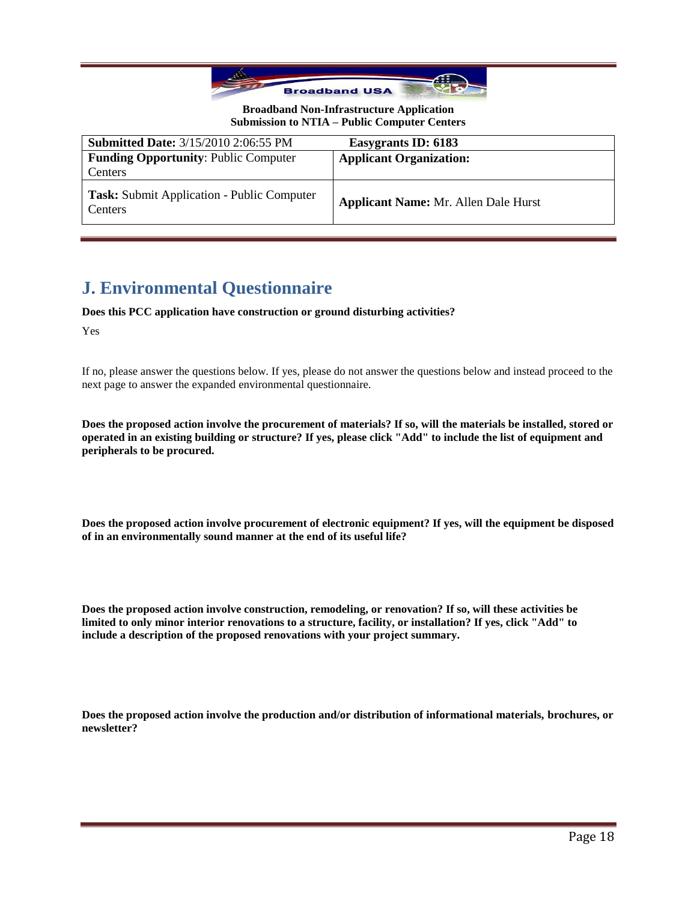**Broadband Non-Infrastructure Application**
**Submission to NTIA – Public Computer Centers**

| **Submitted Date:** 3/15/2010 2:06:55 PM | **Easygrants ID: 6183** |
|---|---|
| **Funding Opportunity**: Public Computer Centers | **Applicant Organization:** |
| **Task:** Submit Application - Public Computer Centers | **Applicant Name:** Mr. Allen Dale Hurst |

## J. Environmental Questionnaire

**Does this PCC application have construction or ground disturbing activities?**

Yes

If no, please answer the questions below. If yes, please do not answer the questions below and instead proceed to the next page to answer the expanded environmental questionnaire.

**Does the proposed action involve the procurement of materials? If so, will the materials be installed, stored or operated in an existing building or structure? If yes, please click "Add" to include the list of equipment and peripherals to be procured.**

**Does the proposed action involve procurement of electronic equipment? If yes, will the equipment be disposed of in an environmentally sound manner at the end of its useful life?**

**Does the proposed action involve construction, remodeling, or renovation? If so, will these activities be limited to only minor interior renovations to a structure, facility, or installation? If yes, click "Add" to include a description of the proposed renovations with your project summary.**

**Does the proposed action involve the production and/or distribution of informational materials, brochures, or newsletter?**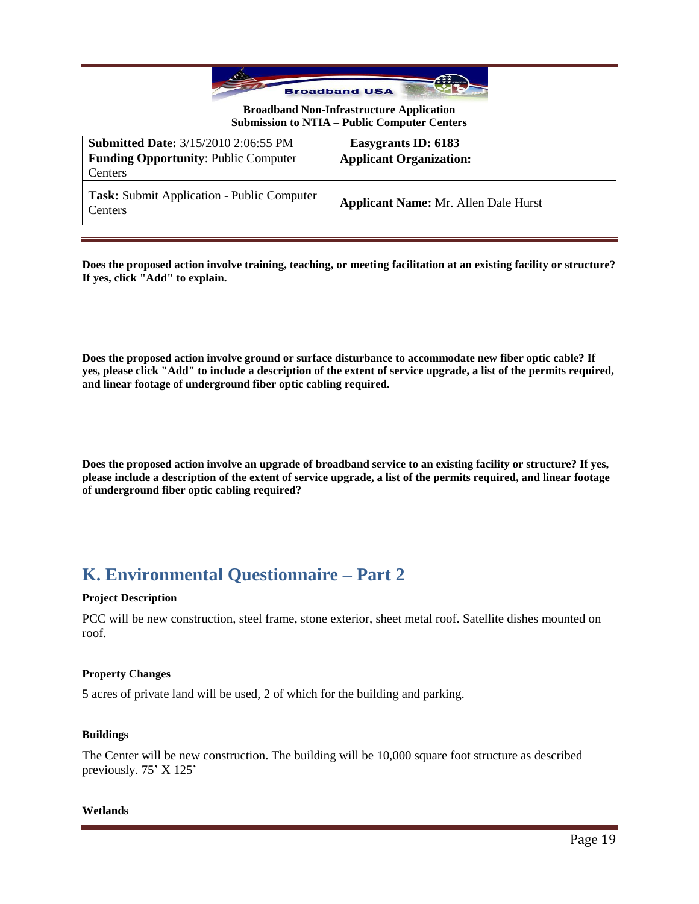**Broadband Non-Infrastructure Application**
**Submission to NTIA – Public Computer Centers**

| **Submitted Date:** 3/15/2010 2:06:55 PM | **Easygrants ID: 6183** |
|---|---|
| **Funding Opportunity**: Public Computer Centers | **Applicant Organization:** |
| **Task:** Submit Application - Public Computer Centers | **Applicant Name:** Mr. Allen Dale Hurst |

**Does the proposed action involve training, teaching, or meeting facilitation at an existing facility or structure? If yes, click "Add" to explain.**

**Does the proposed action involve ground or surface disturbance to accommodate new fiber optic cable? If yes, please click "Add" to include a description of the extent of service upgrade, a list of the permits required, and linear footage of underground fiber optic cabling required.**

**Does the proposed action involve an upgrade of broadband service to an existing facility or structure? If yes, please include a description of the extent of service upgrade, a list of the permits required, and linear footage of underground fiber optic cabling required?**

## K. Environmental Questionnaire – Part 2

**Project Description**

PCC will be new construction, steel frame, stone exterior, sheet metal roof. Satellite dishes mounted on roof.

**Property Changes**

5 acres of private land will be used, 2 of which for the building and parking.

**Buildings**

The Center will be new construction. The building will be 10,000 square foot structure as described previously. 75' X 125'

**Wetlands**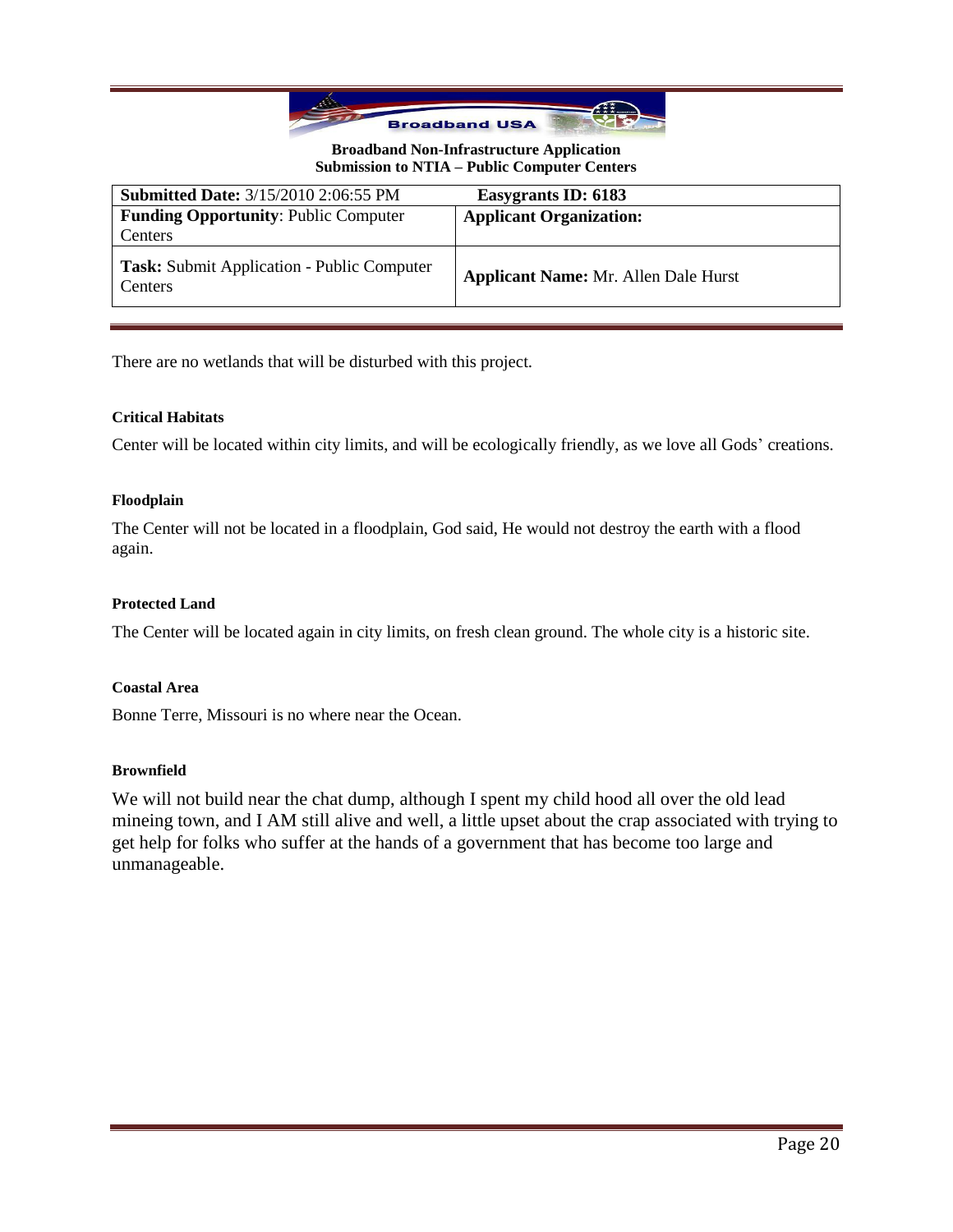**Broadband Non-Infrastructure Application**
**Submission to NTIA – Public Computer Centers**

| **Submitted Date:** 3/15/2010 2:06:55 PM | **Easygrants ID: 6183** |
|---|---|
| **Funding Opportunity**: Public Computer Centers | **Applicant Organization:** |
| **Task:** Submit Application - Public Computer Centers | **Applicant Name:** Mr. Allen Dale Hurst |

There are no wetlands that will be disturbed with this project.

#### Critical Habitats

Center will be located within city limits, and will be ecologically friendly, as we love all Gods' creations.

#### Floodplain

The Center will not be located in a floodplain, God said, He would not destroy the earth with a flood again.

#### Protected Land

The Center will be located again in city limits, on fresh clean ground. The whole city is a historic site.

#### Coastal Area

Bonne Terre, Missouri is no where near the Ocean.

#### Brownfield

We will not build near the chat dump, although I spent my child hood all over the old lead mineing town, and I AM still alive and well, a little upset about the crap associated with trying to get help for folks who suffer at the hands of a government that has become too large and unmanageable.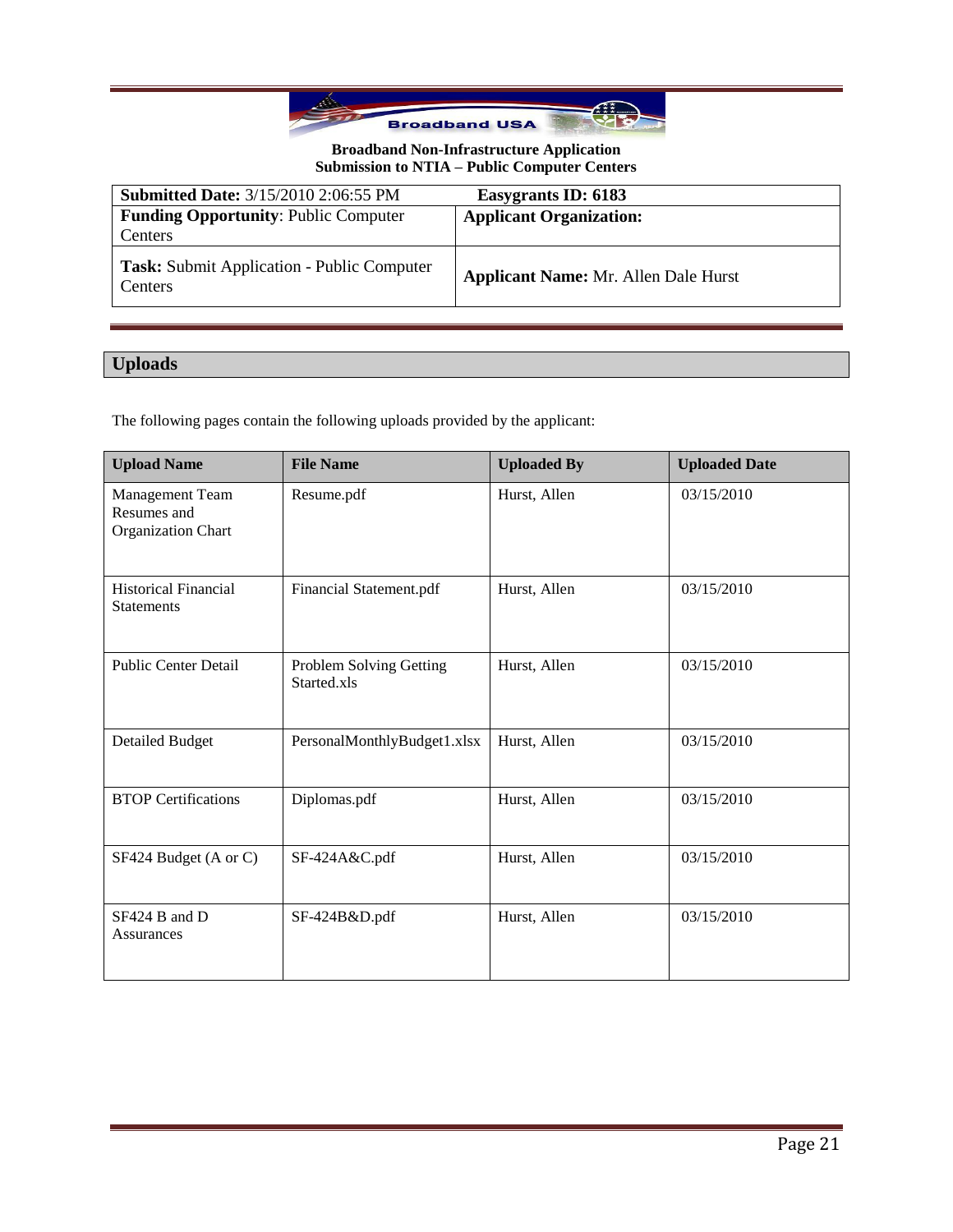**Broadband Non-Infrastructure Application**
**Submission to NTIA – Public Computer Centers**

| | |
|---|---|
| **Submitted Date:** 3/15/2010 2:06:55 PM | **Easygrants ID: 6183** |
| **Funding Opportunity**: Public Computer Centers | **Applicant Organization:** |
| **Task:** Submit Application - Public Computer Centers | **Applicant Name:** Mr. Allen Dale Hurst |

## Uploads

The following pages contain the following uploads provided by the applicant:

| Upload Name | File Name | Uploaded By | Uploaded Date |
|---|---|---|---|
| Management Team Resumes and Organization Chart | Resume.pdf | Hurst, Allen | 03/15/2010 |
| Historical Financial Statements | Financial Statement.pdf | Hurst, Allen | 03/15/2010 |
| Public Center Detail | Problem Solving Getting Started.xls | Hurst, Allen | 03/15/2010 |
| Detailed Budget | PersonalMonthlyBudget1.xlsx | Hurst, Allen | 03/15/2010 |
| BTOP Certifications | Diplomas.pdf | Hurst, Allen | 03/15/2010 |
| SF424 Budget (A or C) | SF-424A&C.pdf | Hurst, Allen | 03/15/2010 |
| SF424 B and D Assurances | SF-424B&D.pdf | Hurst, Allen | 03/15/2010 |